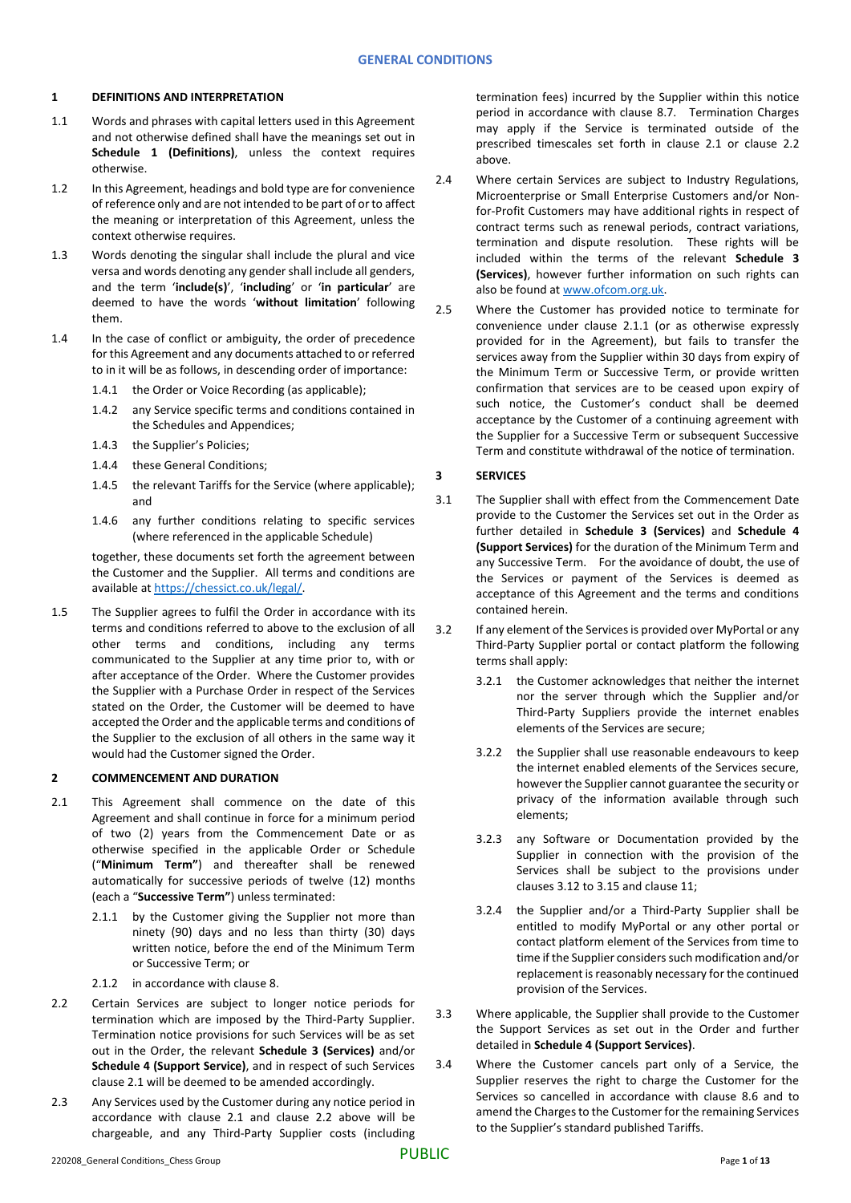# GENERAL CONDITIONS

## 1 DEFINITIONS AND INTERPRETATION

1.1 Words and phrases with capital letters used in this Agreement and not otherwise defined shall have the meanings set out in **Schedule 1 (Definitions)**, unless the context requires otherwise.

1.2 In this Agreement, headings and bold type are for convenience of reference only and are not intended to be part of or to affect the meaning or interpretation of this Agreement, unless the context otherwise requires.

1.3 Words denoting the singular shall include the plural and vice versa and words denoting any gender shall include all genders, and the term '**include(s)**', '**including**' or '**in particular**' are deemed to have the words '**without limitation**' following them.

1.4 In the case of conflict or ambiguity, the order of precedence for this Agreement and any documents attached to or referred to in it will be as follows, in descending order of importance:

1.4.1 the Order or Voice Recording (as applicable);

1.4.2 any Service specific terms and conditions contained in the Schedules and Appendices;

1.4.3 the Supplier's Policies;

1.4.4 these General Conditions;

1.4.5 the relevant Tariffs for the Service (where applicable); and

1.4.6 any further conditions relating to specific services (where referenced in the applicable Schedule)

together, these documents set forth the agreement between the Customer and the Supplier. All terms and conditions are available at https://chessict.co.uk/legal/.

1.5 The Supplier agrees to fulfil the Order in accordance with its terms and conditions referred to above to the exclusion of all other terms and conditions, including any terms communicated to the Supplier at any time prior to, with or after acceptance of the Order. Where the Customer provides the Supplier with a Purchase Order in respect of the Services stated on the Order, the Customer will be deemed to have accepted the Order and the applicable terms and conditions of the Supplier to the exclusion of all others in the same way it would had the Customer signed the Order.

## 2 COMMENCEMENT AND DURATION

2.1 This Agreement shall commence on the date of this Agreement and shall continue in force for a minimum period of two (2) years from the Commencement Date or as otherwise specified in the applicable Order or Schedule ("**Minimum Term"**) and thereafter shall be renewed automatically for successive periods of twelve (12) months (each a "**Successive Term"**) unless terminated:

2.1.1 by the Customer giving the Supplier not more than ninety (90) days and no less than thirty (30) days written notice, before the end of the Minimum Term or Successive Term; or

2.1.2 in accordance with clause 8.

2.2 Certain Services are subject to longer notice periods for termination which are imposed by the Third-Party Supplier. Termination notice provisions for such Services will be as set out in the Order, the relevant **Schedule 3 (Services)** and/or **Schedule 4 (Support Service)**, and in respect of such Services clause 2.1 will be deemed to be amended accordingly.

2.3 Any Services used by the Customer during any notice period in accordance with clause 2.1 and clause 2.2 above will be chargeable, and any Third-Party Supplier costs (including termination fees) incurred by the Supplier within this notice period in accordance with clause 8.7. Termination Charges may apply if the Service is terminated outside of the prescribed timescales set forth in clause 2.1 or clause 2.2 above.

2.4 Where certain Services are subject to Industry Regulations, Microenterprise or Small Enterprise Customers and/or Non-for-Profit Customers may have additional rights in respect of contract terms such as renewal periods, contract variations, termination and dispute resolution. These rights will be included within the terms of the relevant **Schedule 3 (Services)**, however further information on such rights can also be found at www.ofcom.org.uk.

2.5 Where the Customer has provided notice to terminate for convenience under clause 2.1.1 (or as otherwise expressly provided for in the Agreement), but fails to transfer the services away from the Supplier within 30 days from expiry of the Minimum Term or Successive Term, or provide written confirmation that services are to be ceased upon expiry of such notice, the Customer's conduct shall be deemed acceptance by the Customer of a continuing agreement with the Supplier for a Successive Term or subsequent Successive Term and constitute withdrawal of the notice of termination.

## 3 SERVICES

3.1 The Supplier shall with effect from the Commencement Date provide to the Customer the Services set out in the Order as further detailed in **Schedule 3 (Services)** and **Schedule 4 (Support Services)** for the duration of the Minimum Term and any Successive Term. For the avoidance of doubt, the use of the Services or payment of the Services is deemed as acceptance of this Agreement and the terms and conditions contained herein.

3.2 If any element of the Services is provided over MyPortal or any Third-Party Supplier portal or contact platform the following terms shall apply:

3.2.1 the Customer acknowledges that neither the internet nor the server through which the Supplier and/or Third-Party Suppliers provide the internet enables elements of the Services are secure;

3.2.2 the Supplier shall use reasonable endeavours to keep the internet enabled elements of the Services secure, however the Supplier cannot guarantee the security or privacy of the information available through such elements;

3.2.3 any Software or Documentation provided by the Supplier in connection with the provision of the Services shall be subject to the provisions under clauses 3.12 to 3.15 and clause 11;

3.2.4 the Supplier and/or a Third-Party Supplier shall be entitled to modify MyPortal or any other portal or contact platform element of the Services from time to time if the Supplier considers such modification and/or replacement is reasonably necessary for the continued provision of the Services.

3.3 Where applicable, the Supplier shall provide to the Customer the Support Services as set out in the Order and further detailed in **Schedule 4 (Support Services)**.

3.4 Where the Customer cancels part only of a Service, the Supplier reserves the right to charge the Customer for the Services so cancelled in accordance with clause 8.6 and to amend the Charges to the Customer for the remaining Services to the Supplier's standard published Tariffs.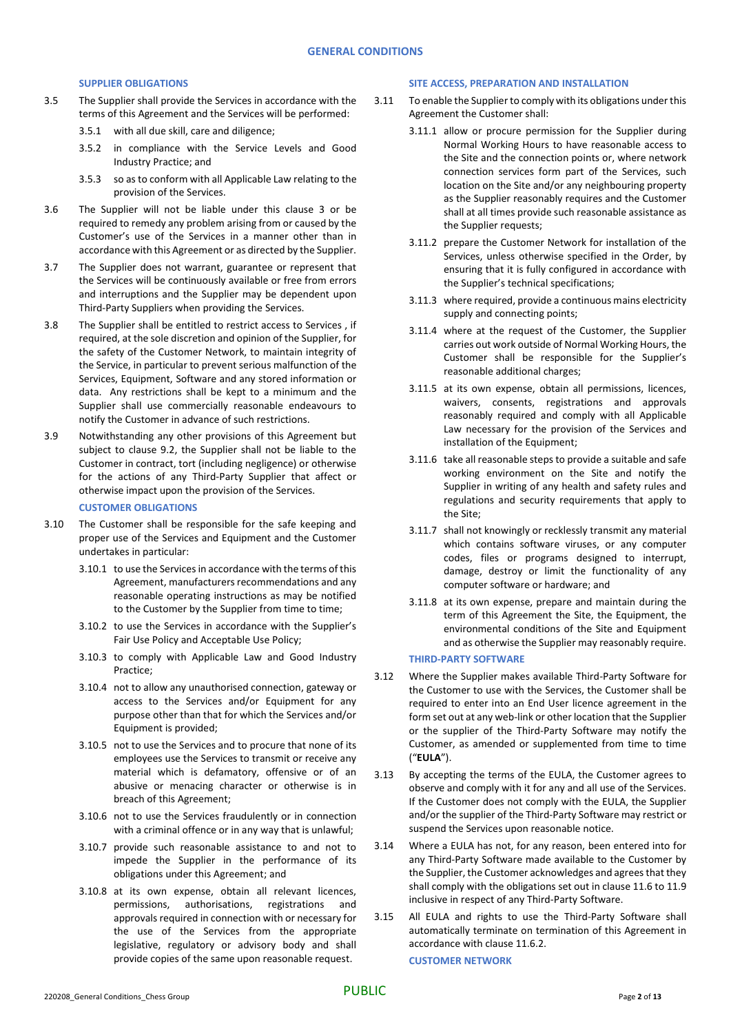**SUPPLIER OBLIGATIONS**

3.5 The Supplier shall provide the Services in accordance with the terms of this Agreement and the Services will be performed:

3.5.1 with all due skill, care and diligence;

3.5.2 in compliance with the Service Levels and Good Industry Practice; and

3.5.3 so as to conform with all Applicable Law relating to the provision of the Services.

3.6 The Supplier will not be liable under this clause 3 or be required to remedy any problem arising from or caused by the Customer's use of the Services in a manner other than in accordance with this Agreement or as directed by the Supplier.

3.7 The Supplier does not warrant, guarantee or represent that the Services will be continuously available or free from errors and interruptions and the Supplier may be dependent upon Third-Party Suppliers when providing the Services.

3.8 The Supplier shall be entitled to restrict access to Services , if required, at the sole discretion and opinion of the Supplier, for the safety of the Customer Network, to maintain integrity of the Service, in particular to prevent serious malfunction of the Services, Equipment, Software and any stored information or data. Any restrictions shall be kept to a minimum and the Supplier shall use commercially reasonable endeavours to notify the Customer in advance of such restrictions.

3.9 Notwithstanding any other provisions of this Agreement but subject to clause 9.2, the Supplier shall not be liable to the Customer in contract, tort (including negligence) or otherwise for the actions of any Third-Party Supplier that affect or otherwise impact upon the provision of the Services.

**CUSTOMER OBLIGATIONS**

3.10 The Customer shall be responsible for the safe keeping and proper use of the Services and Equipment and the Customer undertakes in particular:

3.10.1 to use the Services in accordance with the terms of this Agreement, manufacturers recommendations and any reasonable operating instructions as may be notified to the Customer by the Supplier from time to time;

3.10.2 to use the Services in accordance with the Supplier's Fair Use Policy and Acceptable Use Policy;

3.10.3 to comply with Applicable Law and Good Industry Practice;

3.10.4 not to allow any unauthorised connection, gateway or access to the Services and/or Equipment for any purpose other than that for which the Services and/or Equipment is provided;

3.10.5 not to use the Services and to procure that none of its employees use the Services to transmit or receive any material which is defamatory, offensive or of an abusive or menacing character or otherwise is in breach of this Agreement;

3.10.6 not to use the Services fraudulently or in connection with a criminal offence or in any way that is unlawful;

3.10.7 provide such reasonable assistance to and not to impede the Supplier in the performance of its obligations under this Agreement; and

3.10.8 at its own expense, obtain all relevant licences, permissions, authorisations, registrations and approvals required in connection with or necessary for the use of the Services from the appropriate legislative, regulatory or advisory body and shall provide copies of the same upon reasonable request.

**SITE ACCESS, PREPARATION AND INSTALLATION**

3.11 To enable the Supplier to comply with its obligations under this Agreement the Customer shall:

3.11.1 allow or procure permission for the Supplier during Normal Working Hours to have reasonable access to the Site and the connection points or, where network connection services form part of the Services, such location on the Site and/or any neighbouring property as the Supplier reasonably requires and the Customer shall at all times provide such reasonable assistance as the Supplier requests;

3.11.2 prepare the Customer Network for installation of the Services, unless otherwise specified in the Order, by ensuring that it is fully configured in accordance with the Supplier's technical specifications;

3.11.3 where required, provide a continuous mains electricity supply and connecting points;

3.11.4 where at the request of the Customer, the Supplier carries out work outside of Normal Working Hours, the Customer shall be responsible for the Supplier's reasonable additional charges;

3.11.5 at its own expense, obtain all permissions, licences, waivers, consents, registrations and approvals reasonably required and comply with all Applicable Law necessary for the provision of the Services and installation of the Equipment;

3.11.6 take all reasonable steps to provide a suitable and safe working environment on the Site and notify the Supplier in writing of any health and safety rules and regulations and security requirements that apply to the Site;

3.11.7 shall not knowingly or recklessly transmit any material which contains software viruses, or any computer codes, files or programs designed to interrupt, damage, destroy or limit the functionality of any computer software or hardware; and

3.11.8 at its own expense, prepare and maintain during the term of this Agreement the Site, the Equipment, the environmental conditions of the Site and Equipment and as otherwise the Supplier may reasonably require.

**THIRD-PARTY SOFTWARE**

3.12 Where the Supplier makes available Third-Party Software for the Customer to use with the Services, the Customer shall be required to enter into an End User licence agreement in the form set out at any web-link or other location that the Supplier or the supplier of the Third-Party Software may notify the Customer, as amended or supplemented from time to time ("**EULA**").

3.13 By accepting the terms of the EULA, the Customer agrees to observe and comply with it for any and all use of the Services. If the Customer does not comply with the EULA, the Supplier and/or the supplier of the Third-Party Software may restrict or suspend the Services upon reasonable notice.

3.14 Where a EULA has not, for any reason, been entered into for any Third-Party Software made available to the Customer by the Supplier, the Customer acknowledges and agrees that they shall comply with the obligations set out in clause 11.6 to 11.9 inclusive in respect of any Third-Party Software.

3.15 All EULA and rights to use the Third-Party Software shall automatically terminate on termination of this Agreement in accordance with clause 11.6.2.

**CUSTOMER NETWORK**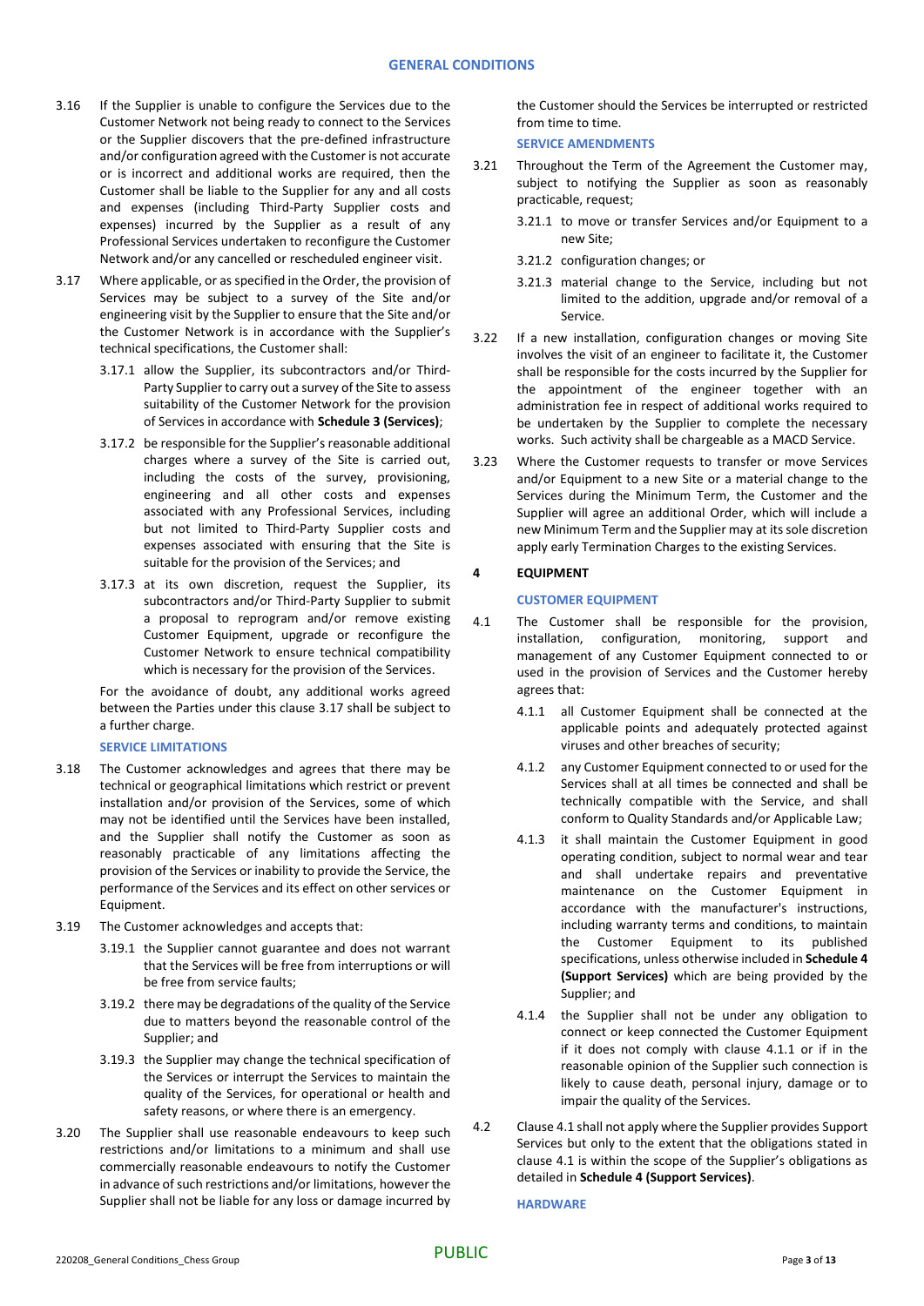3.16 If the Supplier is unable to configure the Services due to the Customer Network not being ready to connect to the Services or the Supplier discovers that the pre-defined infrastructure and/or configuration agreed with the Customer is not accurate or is incorrect and additional works are required, then the Customer shall be liable to the Supplier for any and all costs and expenses (including Third-Party Supplier costs and expenses) incurred by the Supplier as a result of any Professional Services undertaken to reconfigure the Customer Network and/or any cancelled or rescheduled engineer visit.

3.17 Where applicable, or as specified in the Order, the provision of Services may be subject to a survey of the Site and/or engineering visit by the Supplier to ensure that the Site and/or the Customer Network is in accordance with the Supplier's technical specifications, the Customer shall:

3.17.1 allow the Supplier, its subcontractors and/or Third-Party Supplier to carry out a survey of the Site to assess suitability of the Customer Network for the provision of Services in accordance with **Schedule 3 (Services)**;

3.17.2 be responsible for the Supplier's reasonable additional charges where a survey of the Site is carried out, including the costs of the survey, provisioning, engineering and all other costs and expenses associated with any Professional Services, including but not limited to Third-Party Supplier costs and expenses associated with ensuring that the Site is suitable for the provision of the Services; and

3.17.3 at its own discretion, request the Supplier, its subcontractors and/or Third-Party Supplier to submit a proposal to reprogram and/or remove existing Customer Equipment, upgrade or reconfigure the Customer Network to ensure technical compatibility which is necessary for the provision of the Services.

For the avoidance of doubt, any additional works agreed between the Parties under this clause 3.17 shall be subject to a further charge.

### SERVICE LIMITATIONS

3.18 The Customer acknowledges and agrees that there may be technical or geographical limitations which restrict or prevent installation and/or provision of the Services, some of which may not be identified until the Services have been installed, and the Supplier shall notify the Customer as soon as reasonably practicable of any limitations affecting the provision of the Services or inability to provide the Service, the performance of the Services and its effect on other services or Equipment.

3.19 The Customer acknowledges and accepts that:

3.19.1 the Supplier cannot guarantee and does not warrant that the Services will be free from interruptions or will be free from service faults;

3.19.2 there may be degradations of the quality of the Service due to matters beyond the reasonable control of the Supplier; and

3.19.3 the Supplier may change the technical specification of the Services or interrupt the Services to maintain the quality of the Services, for operational or health and safety reasons, or where there is an emergency.

3.20 The Supplier shall use reasonable endeavours to keep such restrictions and/or limitations to a minimum and shall use commercially reasonable endeavours to notify the Customer in advance of such restrictions and/or limitations, however the Supplier shall not be liable for any loss or damage incurred by the Customer should the Services be interrupted or restricted from time to time.

### SERVICE AMENDMENTS

3.21 Throughout the Term of the Agreement the Customer may, subject to notifying the Supplier as soon as reasonably practicable, request;

3.21.1 to move or transfer Services and/or Equipment to a new Site;

3.21.2 configuration changes; or

3.21.3 material change to the Service, including but not limited to the addition, upgrade and/or removal of a Service.

3.22 If a new installation, configuration changes or moving Site involves the visit of an engineer to facilitate it, the Customer shall be responsible for the costs incurred by the Supplier for the appointment of the engineer together with an administration fee in respect of additional works required to be undertaken by the Supplier to complete the necessary works. Such activity shall be chargeable as a MACD Service.

3.23 Where the Customer requests to transfer or move Services and/or Equipment to a new Site or a material change to the Services during the Minimum Term, the Customer and the Supplier will agree an additional Order, which will include a new Minimum Term and the Supplier may at its sole discretion apply early Termination Charges to the existing Services.

## 4 EQUIPMENT

### CUSTOMER EQUIPMENT

4.1 The Customer shall be responsible for the provision, installation, configuration, monitoring, support and management of any Customer Equipment connected to or used in the provision of Services and the Customer hereby agrees that:

4.1.1 all Customer Equipment shall be connected at the applicable points and adequately protected against viruses and other breaches of security;

4.1.2 any Customer Equipment connected to or used for the Services shall at all times be connected and shall be technically compatible with the Service, and shall conform to Quality Standards and/or Applicable Law;

4.1.3 it shall maintain the Customer Equipment in good operating condition, subject to normal wear and tear and shall undertake repairs and preventative maintenance on the Customer Equipment in accordance with the manufacturer's instructions, including warranty terms and conditions, to maintain the Customer Equipment to its published specifications, unless otherwise included in **Schedule 4 (Support Services)** which are being provided by the Supplier; and

4.1.4 the Supplier shall not be under any obligation to connect or keep connected the Customer Equipment if it does not comply with clause 4.1.1 or if in the reasonable opinion of the Supplier such connection is likely to cause death, personal injury, damage or to impair the quality of the Services.

4.2 Clause 4.1 shall not apply where the Supplier provides Support Services but only to the extent that the obligations stated in clause 4.1 is within the scope of the Supplier's obligations as detailed in **Schedule 4 (Support Services)**.

### HARDWARE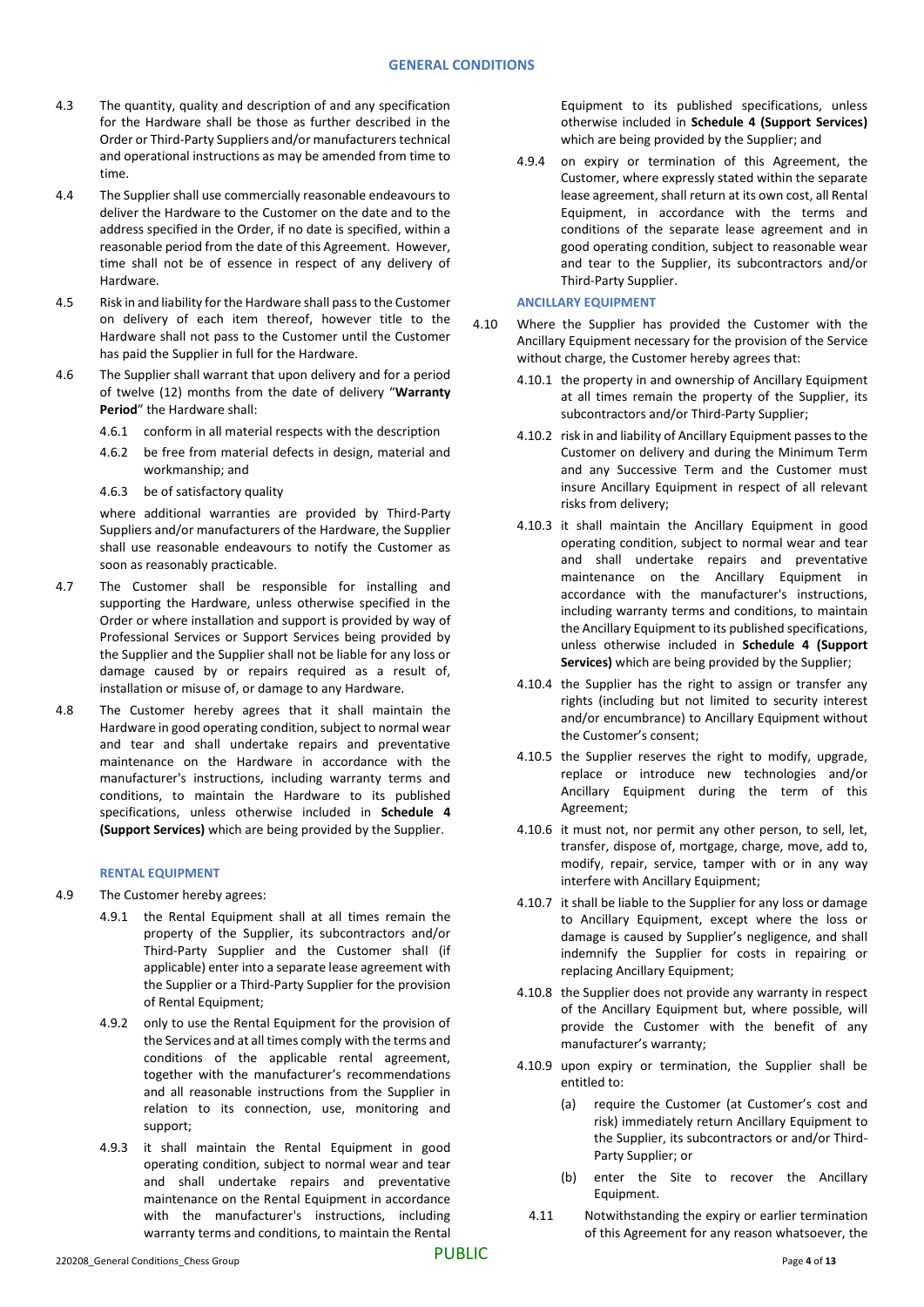## GENERAL CONDITIONS

4.3 The quantity, quality and description of and any specification for the Hardware shall be those as further described in the Order or Third-Party Suppliers and/or manufacturers technical and operational instructions as may be amended from time to time.

4.4 The Supplier shall use commercially reasonable endeavours to deliver the Hardware to the Customer on the date and to the address specified in the Order, if no date is specified, within a reasonable period from the date of this Agreement. However, time shall not be of essence in respect of any delivery of Hardware.

4.5 Risk in and liability for the Hardware shall pass to the Customer on delivery of each item thereof, however title to the Hardware shall not pass to the Customer until the Customer has paid the Supplier in full for the Hardware.

4.6 The Supplier shall warrant that upon delivery and for a period of twelve (12) months from the date of delivery "**Warranty Period**" the Hardware shall:

4.6.1 conform in all material respects with the description

4.6.2 be free from material defects in design, material and workmanship; and

4.6.3 be of satisfactory quality

where additional warranties are provided by Third-Party Suppliers and/or manufacturers of the Hardware, the Supplier shall use reasonable endeavours to notify the Customer as soon as reasonably practicable.

4.7 The Customer shall be responsible for installing and supporting the Hardware, unless otherwise specified in the Order or where installation and support is provided by way of Professional Services or Support Services being provided by the Supplier and the Supplier shall not be liable for any loss or damage caused by or repairs required as a result of, installation or misuse of, or damage to any Hardware.

4.8 The Customer hereby agrees that it shall maintain the Hardware in good operating condition, subject to normal wear and tear and shall undertake repairs and preventative maintenance on the Hardware in accordance with the manufacturer's instructions, including warranty terms and conditions, to maintain the Hardware to its published specifications, unless otherwise included in **Schedule 4 (Support Services)** which are being provided by the Supplier.

### RENTAL EQUIPMENT

4.9 The Customer hereby agrees:

4.9.1 the Rental Equipment shall at all times remain the property of the Supplier, its subcontractors and/or Third-Party Supplier and the Customer shall (if applicable) enter into a separate lease agreement with the Supplier or a Third-Party Supplier for the provision of Rental Equipment;

4.9.2 only to use the Rental Equipment for the provision of the Services and at all times comply with the terms and conditions of the applicable rental agreement, together with the manufacturer's recommendations and all reasonable instructions from the Supplier in relation to its connection, use, monitoring and support;

4.9.3 it shall maintain the Rental Equipment in good operating condition, subject to normal wear and tear and shall undertake repairs and preventative maintenance on the Rental Equipment in accordance with the manufacturer's instructions, including warranty terms and conditions, to maintain the Rental Equipment to its published specifications, unless otherwise included in **Schedule 4 (Support Services)** which are being provided by the Supplier; and

4.9.4 on expiry or termination of this Agreement, the Customer, where expressly stated within the separate lease agreement, shall return at its own cost, all Rental Equipment, in accordance with the terms and conditions of the separate lease agreement and in good operating condition, subject to reasonable wear and tear to the Supplier, its subcontractors and/or Third-Party Supplier.

### ANCILLARY EQUIPMENT

4.10 Where the Supplier has provided the Customer with the Ancillary Equipment necessary for the provision of the Service without charge, the Customer hereby agrees that:

4.10.1 the property in and ownership of Ancillary Equipment at all times remain the property of the Supplier, its subcontractors and/or Third-Party Supplier;

4.10.2 risk in and liability of Ancillary Equipment passes to the Customer on delivery and during the Minimum Term and any Successive Term and the Customer must insure Ancillary Equipment in respect of all relevant risks from delivery;

4.10.3 it shall maintain the Ancillary Equipment in good operating condition, subject to normal wear and tear and shall undertake repairs and preventative maintenance on the Ancillary Equipment in accordance with the manufacturer's instructions, including warranty terms and conditions, to maintain the Ancillary Equipment to its published specifications, unless otherwise included in **Schedule 4 (Support Services)** which are being provided by the Supplier;

4.10.4 the Supplier has the right to assign or transfer any rights (including but not limited to security interest and/or encumbrance) to Ancillary Equipment without the Customer's consent;

4.10.5 the Supplier reserves the right to modify, upgrade, replace or introduce new technologies and/or Ancillary Equipment during the term of this Agreement;

4.10.6 it must not, nor permit any other person, to sell, let, transfer, dispose of, mortgage, charge, move, add to, modify, repair, service, tamper with or in any way interfere with Ancillary Equipment;

4.10.7 it shall be liable to the Supplier for any loss or damage to Ancillary Equipment, except where the loss or damage is caused by Supplier's negligence, and shall indemnify the Supplier for costs in repairing or replacing Ancillary Equipment;

4.10.8 the Supplier does not provide any warranty in respect of the Ancillary Equipment but, where possible, will provide the Customer with the benefit of any manufacturer's warranty;

4.10.9 upon expiry or termination, the Supplier shall be entitled to:

(a) require the Customer (at Customer's cost and risk) immediately return Ancillary Equipment to the Supplier, its subcontractors or and/or Third-Party Supplier; or

(b) enter the Site to recover the Ancillary Equipment.

4.11 Notwithstanding the expiry or earlier termination of this Agreement for any reason whatsoever, the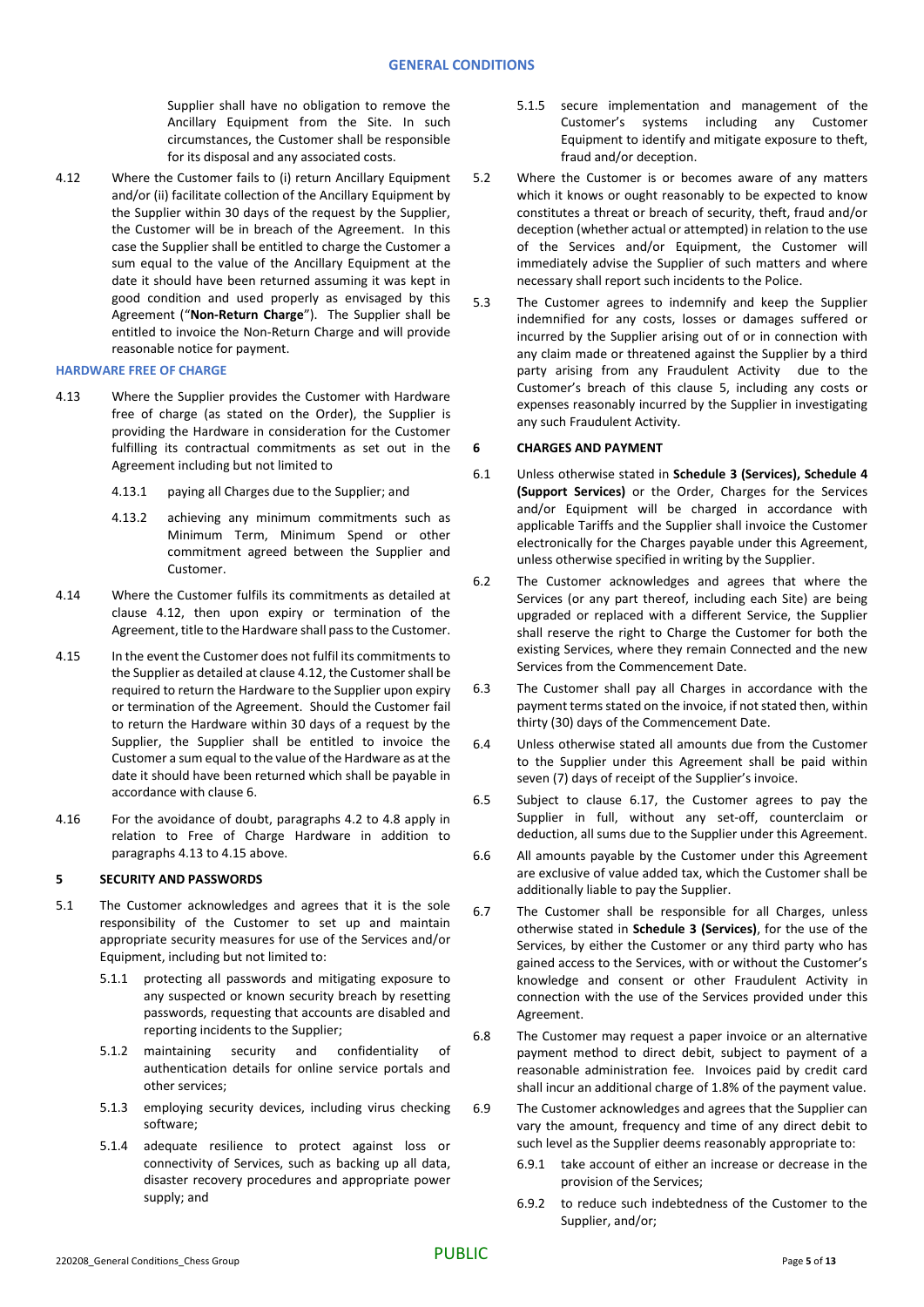Supplier shall have no obligation to remove the Ancillary Equipment from the Site. In such circumstances, the Customer shall be responsible for its disposal and any associated costs.

4.12 Where the Customer fails to (i) return Ancillary Equipment and/or (ii) facilitate collection of the Ancillary Equipment by the Supplier within 30 days of the request by the Supplier, the Customer will be in breach of the Agreement. In this case the Supplier shall be entitled to charge the Customer a sum equal to the value of the Ancillary Equipment at the date it should have been returned assuming it was kept in good condition and used properly as envisaged by this Agreement ("**Non-Return Charge**"). The Supplier shall be entitled to invoice the Non-Return Charge and will provide reasonable notice for payment.

**HARDWARE FREE OF CHARGE**

4.13 Where the Supplier provides the Customer with Hardware free of charge (as stated on the Order), the Supplier is providing the Hardware in consideration for the Customer fulfilling its contractual commitments as set out in the Agreement including but not limited to

4.13.1 paying all Charges due to the Supplier; and

4.13.2 achieving any minimum commitments such as Minimum Term, Minimum Spend or other commitment agreed between the Supplier and Customer.

4.14 Where the Customer fulfils its commitments as detailed at clause 4.12, then upon expiry or termination of the Agreement, title to the Hardware shall pass to the Customer.

4.15 In the event the Customer does not fulfil its commitments to the Supplier as detailed at clause 4.12, the Customer shall be required to return the Hardware to the Supplier upon expiry or termination of the Agreement. Should the Customer fail to return the Hardware within 30 days of a request by the Supplier, the Supplier shall be entitled to invoice the Customer a sum equal to the value of the Hardware as at the date it should have been returned which shall be payable in accordance with clause 6.

4.16 For the avoidance of doubt, paragraphs 4.2 to 4.8 apply in relation to Free of Charge Hardware in addition to paragraphs 4.13 to 4.15 above.

## 5 SECURITY AND PASSWORDS

5.1 The Customer acknowledges and agrees that it is the sole responsibility of the Customer to set up and maintain appropriate security measures for use of the Services and/or Equipment, including but not limited to:

5.1.1 protecting all passwords and mitigating exposure to any suspected or known security breach by resetting passwords, requesting that accounts are disabled and reporting incidents to the Supplier;

5.1.2 maintaining security and confidentiality of authentication details for online service portals and other services;

5.1.3 employing security devices, including virus checking software;

5.1.4 adequate resilience to protect against loss or connectivity of Services, such as backing up all data, disaster recovery procedures and appropriate power supply; and

5.1.5 secure implementation and management of the Customer's systems including any Customer Equipment to identify and mitigate exposure to theft, fraud and/or deception.

5.2 Where the Customer is or becomes aware of any matters which it knows or ought reasonably to be expected to know constitutes a threat or breach of security, theft, fraud and/or deception (whether actual or attempted) in relation to the use of the Services and/or Equipment, the Customer will immediately advise the Supplier of such matters and where necessary shall report such incidents to the Police.

5.3 The Customer agrees to indemnify and keep the Supplier indemnified for any costs, losses or damages suffered or incurred by the Supplier arising out of or in connection with any claim made or threatened against the Supplier by a third party arising from any Fraudulent Activity due to the Customer's breach of this clause 5, including any costs or expenses reasonably incurred by the Supplier in investigating any such Fraudulent Activity.

## 6 CHARGES AND PAYMENT

6.1 Unless otherwise stated in **Schedule 3 (Services), Schedule 4 (Support Services)** or the Order, Charges for the Services and/or Equipment will be charged in accordance with applicable Tariffs and the Supplier shall invoice the Customer electronically for the Charges payable under this Agreement, unless otherwise specified in writing by the Supplier.

6.2 The Customer acknowledges and agrees that where the Services (or any part thereof, including each Site) are being upgraded or replaced with a different Service, the Supplier shall reserve the right to Charge the Customer for both the existing Services, where they remain Connected and the new Services from the Commencement Date.

6.3 The Customer shall pay all Charges in accordance with the payment terms stated on the invoice, if not stated then, within thirty (30) days of the Commencement Date.

6.4 Unless otherwise stated all amounts due from the Customer to the Supplier under this Agreement shall be paid within seven (7) days of receipt of the Supplier's invoice.

6.5 Subject to clause 6.17, the Customer agrees to pay the Supplier in full, without any set-off, counterclaim or deduction, all sums due to the Supplier under this Agreement.

6.6 All amounts payable by the Customer under this Agreement are exclusive of value added tax, which the Customer shall be additionally liable to pay the Supplier.

6.7 The Customer shall be responsible for all Charges, unless otherwise stated in **Schedule 3 (Services)**, for the use of the Services, by either the Customer or any third party who has gained access to the Services, with or without the Customer's knowledge and consent or other Fraudulent Activity in connection with the use of the Services provided under this Agreement.

6.8 The Customer may request a paper invoice or an alternative payment method to direct debit, subject to payment of a reasonable administration fee. Invoices paid by credit card shall incur an additional charge of 1.8% of the payment value.

6.9 The Customer acknowledges and agrees that the Supplier can vary the amount, frequency and time of any direct debit to such level as the Supplier deems reasonably appropriate to:

6.9.1 take account of either an increase or decrease in the provision of the Services;

6.9.2 to reduce such indebtedness of the Customer to the Supplier, and/or;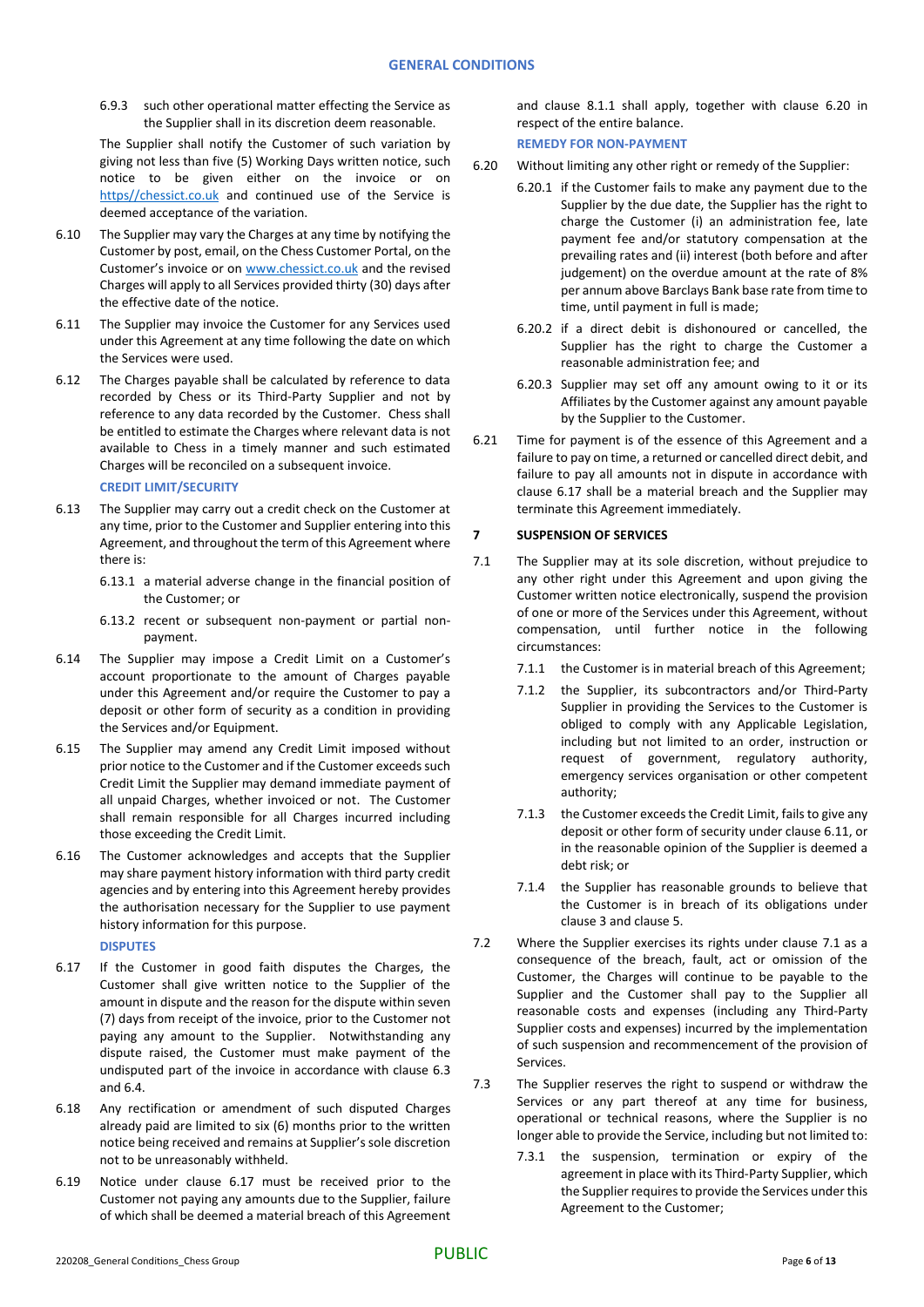6.9.3 such other operational matter effecting the Service as the Supplier shall in its discretion deem reasonable.

The Supplier shall notify the Customer of such variation by giving not less than five (5) Working Days written notice, such notice to be given either on the invoice or on https//chessict.co.uk and continued use of the Service is deemed acceptance of the variation.

6.10 The Supplier may vary the Charges at any time by notifying the Customer by post, email, on the Chess Customer Portal, on the Customer's invoice or on www.chessict.co.uk and the revised Charges will apply to all Services provided thirty (30) days after the effective date of the notice.

6.11 The Supplier may invoice the Customer for any Services used under this Agreement at any time following the date on which the Services were used.

6.12 The Charges payable shall be calculated by reference to data recorded by Chess or its Third-Party Supplier and not by reference to any data recorded by the Customer. Chess shall be entitled to estimate the Charges where relevant data is not available to Chess in a timely manner and such estimated Charges will be reconciled on a subsequent invoice.

**CREDIT LIMIT/SECURITY**

6.13 The Supplier may carry out a credit check on the Customer at any time, prior to the Customer and Supplier entering into this Agreement, and throughout the term of this Agreement where there is:

6.13.1 a material adverse change in the financial position of the Customer; or

6.13.2 recent or subsequent non-payment or partial non-payment.

6.14 The Supplier may impose a Credit Limit on a Customer's account proportionate to the amount of Charges payable under this Agreement and/or require the Customer to pay a deposit or other form of security as a condition in providing the Services and/or Equipment.

6.15 The Supplier may amend any Credit Limit imposed without prior notice to the Customer and if the Customer exceeds such Credit Limit the Supplier may demand immediate payment of all unpaid Charges, whether invoiced or not. The Customer shall remain responsible for all Charges incurred including those exceeding the Credit Limit.

6.16 The Customer acknowledges and accepts that the Supplier may share payment history information with third party credit agencies and by entering into this Agreement hereby provides the authorisation necessary for the Supplier to use payment history information for this purpose.

**DISPUTES**

6.17 If the Customer in good faith disputes the Charges, the Customer shall give written notice to the Supplier of the amount in dispute and the reason for the dispute within seven (7) days from receipt of the invoice, prior to the Customer not paying any amount to the Supplier. Notwithstanding any dispute raised, the Customer must make payment of the undisputed part of the invoice in accordance with clause 6.3 and 6.4.

6.18 Any rectification or amendment of such disputed Charges already paid are limited to six (6) months prior to the written notice being received and remains at Supplier's sole discretion not to be unreasonably withheld.

6.19 Notice under clause 6.17 must be received prior to the Customer not paying any amounts due to the Supplier, failure of which shall be deemed a material breach of this Agreement and clause 8.1.1 shall apply, together with clause 6.20 in respect of the entire balance.

**REMEDY FOR NON-PAYMENT**

6.20 Without limiting any other right or remedy of the Supplier:

6.20.1 if the Customer fails to make any payment due to the Supplier by the due date, the Supplier has the right to charge the Customer (i) an administration fee, late payment fee and/or statutory compensation at the prevailing rates and (ii) interest (both before and after judgement) on the overdue amount at the rate of 8% per annum above Barclays Bank base rate from time to time, until payment in full is made;

6.20.2 if a direct debit is dishonoured or cancelled, the Supplier has the right to charge the Customer a reasonable administration fee; and

6.20.3 Supplier may set off any amount owing to it or its Affiliates by the Customer against any amount payable by the Supplier to the Customer.

6.21 Time for payment is of the essence of this Agreement and a failure to pay on time, a returned or cancelled direct debit, and failure to pay all amounts not in dispute in accordance with clause 6.17 shall be a material breach and the Supplier may terminate this Agreement immediately.

## 7 SUSPENSION OF SERVICES

7.1 The Supplier may at its sole discretion, without prejudice to any other right under this Agreement and upon giving the Customer written notice electronically, suspend the provision of one or more of the Services under this Agreement, without compensation, until further notice in the following circumstances:

7.1.1 the Customer is in material breach of this Agreement;

7.1.2 the Supplier, its subcontractors and/or Third-Party Supplier in providing the Services to the Customer is obliged to comply with any Applicable Legislation, including but not limited to an order, instruction or request of government, regulatory authority, emergency services organisation or other competent authority;

7.1.3 the Customer exceeds the Credit Limit, fails to give any deposit or other form of security under clause 6.11, or in the reasonable opinion of the Supplier is deemed a debt risk; or

7.1.4 the Supplier has reasonable grounds to believe that the Customer is in breach of its obligations under clause 3 and clause 5.

7.2 Where the Supplier exercises its rights under clause 7.1 as a consequence of the breach, fault, act or omission of the Customer, the Charges will continue to be payable to the Supplier and the Customer shall pay to the Supplier all reasonable costs and expenses (including any Third-Party Supplier costs and expenses) incurred by the implementation of such suspension and recommencement of the provision of Services.

7.3 The Supplier reserves the right to suspend or withdraw the Services or any part thereof at any time for business, operational or technical reasons, where the Supplier is no longer able to provide the Service, including but not limited to:

7.3.1 the suspension, termination or expiry of the agreement in place with its Third-Party Supplier, which the Supplier requires to provide the Services under this Agreement to the Customer;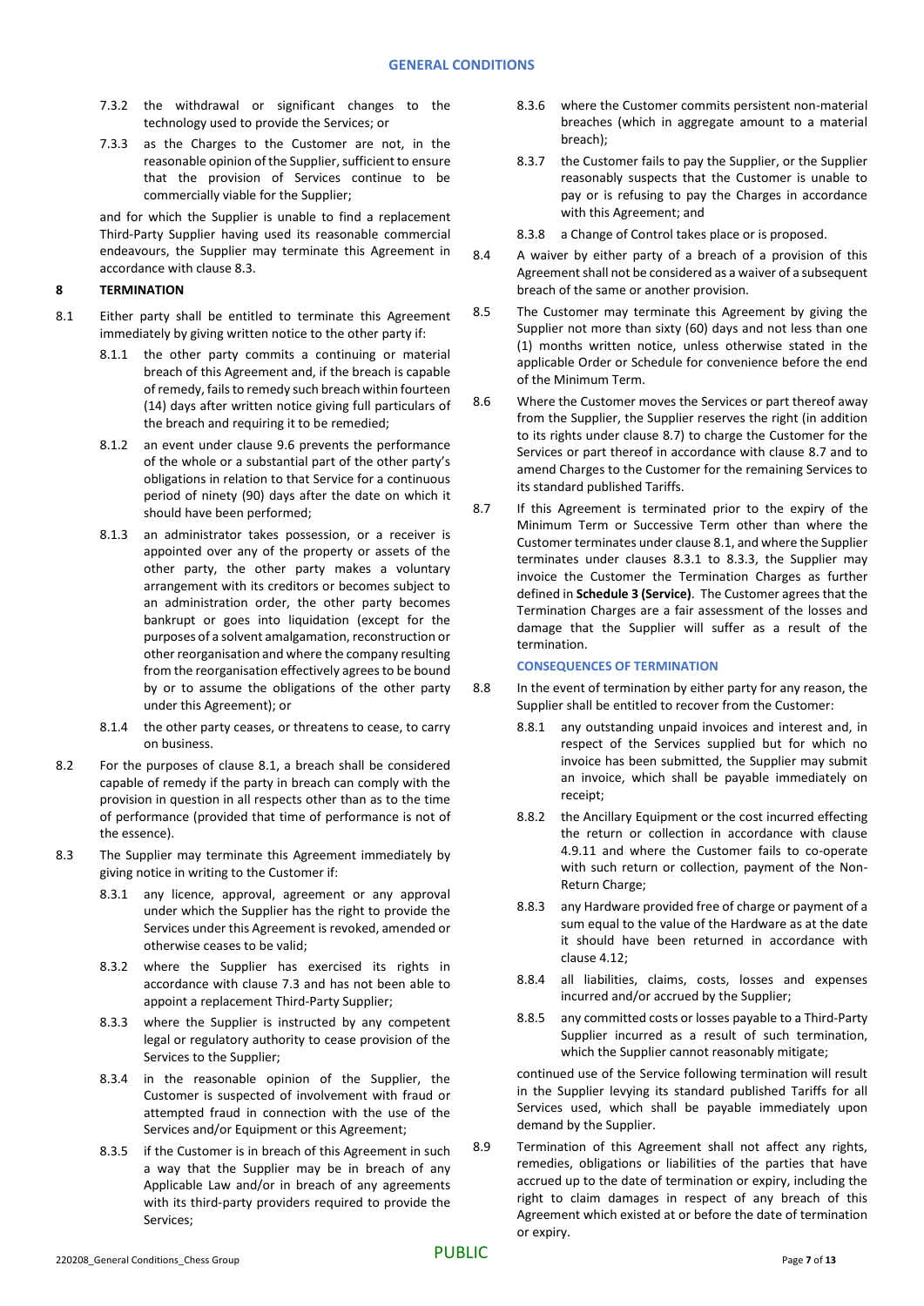7.3.2 the withdrawal or significant changes to the technology used to provide the Services; or

7.3.3 as the Charges to the Customer are not, in the reasonable opinion of the Supplier, sufficient to ensure that the provision of Services continue to be commercially viable for the Supplier;

and for which the Supplier is unable to find a replacement Third-Party Supplier having used its reasonable commercial endeavours, the Supplier may terminate this Agreement in accordance with clause 8.3.

## 8 TERMINATION

8.1 Either party shall be entitled to terminate this Agreement immediately by giving written notice to the other party if:

8.1.1 the other party commits a continuing or material breach of this Agreement and, if the breach is capable of remedy, fails to remedy such breach within fourteen (14) days after written notice giving full particulars of the breach and requiring it to be remedied;

8.1.2 an event under clause 9.6 prevents the performance of the whole or a substantial part of the other party's obligations in relation to that Service for a continuous period of ninety (90) days after the date on which it should have been performed;

8.1.3 an administrator takes possession, or a receiver is appointed over any of the property or assets of the other party, the other party makes a voluntary arrangement with its creditors or becomes subject to an administration order, the other party becomes bankrupt or goes into liquidation (except for the purposes of a solvent amalgamation, reconstruction or other reorganisation and where the company resulting from the reorganisation effectively agrees to be bound by or to assume the obligations of the other party under this Agreement); or

8.1.4 the other party ceases, or threatens to cease, to carry on business.

8.2 For the purposes of clause 8.1, a breach shall be considered capable of remedy if the party in breach can comply with the provision in question in all respects other than as to the time of performance (provided that time of performance is not of the essence).

8.3 The Supplier may terminate this Agreement immediately by giving notice in writing to the Customer if:

8.3.1 any licence, approval, agreement or any approval under which the Supplier has the right to provide the Services under this Agreement is revoked, amended or otherwise ceases to be valid;

8.3.2 where the Supplier has exercised its rights in accordance with clause 7.3 and has not been able to appoint a replacement Third-Party Supplier;

8.3.3 where the Supplier is instructed by any competent legal or regulatory authority to cease provision of the Services to the Supplier;

8.3.4 in the reasonable opinion of the Supplier, the Customer is suspected of involvement with fraud or attempted fraud in connection with the use of the Services and/or Equipment or this Agreement;

8.3.5 if the Customer is in breach of this Agreement in such a way that the Supplier may be in breach of any Applicable Law and/or in breach of any agreements with its third-party providers required to provide the Services;

8.3.6 where the Customer commits persistent non-material breaches (which in aggregate amount to a material breach);

8.3.7 the Customer fails to pay the Supplier, or the Supplier reasonably suspects that the Customer is unable to pay or is refusing to pay the Charges in accordance with this Agreement; and

8.3.8 a Change of Control takes place or is proposed.

8.4 A waiver by either party of a breach of a provision of this Agreement shall not be considered as a waiver of a subsequent breach of the same or another provision.

8.5 The Customer may terminate this Agreement by giving the Supplier not more than sixty (60) days and not less than one (1) months written notice, unless otherwise stated in the applicable Order or Schedule for convenience before the end of the Minimum Term.

8.6 Where the Customer moves the Services or part thereof away from the Supplier, the Supplier reserves the right (in addition to its rights under clause 8.7) to charge the Customer for the Services or part thereof in accordance with clause 8.7 and to amend Charges to the Customer for the remaining Services to its standard published Tariffs.

8.7 If this Agreement is terminated prior to the expiry of the Minimum Term or Successive Term other than where the Customer terminates under clause 8.1, and where the Supplier terminates under clauses 8.3.1 to 8.3.3, the Supplier may invoice the Customer the Termination Charges as further defined in **Schedule 3 (Service)**. The Customer agrees that the Termination Charges are a fair assessment of the losses and damage that the Supplier will suffer as a result of the termination.

### CONSEQUENCES OF TERMINATION

8.8 In the event of termination by either party for any reason, the Supplier shall be entitled to recover from the Customer:

8.8.1 any outstanding unpaid invoices and interest and, in respect of the Services supplied but for which no invoice has been submitted, the Supplier may submit an invoice, which shall be payable immediately on receipt;

8.8.2 the Ancillary Equipment or the cost incurred effecting the return or collection in accordance with clause 4.9.11 and where the Customer fails to co-operate with such return or collection, payment of the Non-Return Charge;

8.8.3 any Hardware provided free of charge or payment of a sum equal to the value of the Hardware as at the date it should have been returned in accordance with clause 4.12;

8.8.4 all liabilities, claims, costs, losses and expenses incurred and/or accrued by the Supplier;

8.8.5 any committed costs or losses payable to a Third-Party Supplier incurred as a result of such termination, which the Supplier cannot reasonably mitigate;

continued use of the Service following termination will result in the Supplier levying its standard published Tariffs for all Services used, which shall be payable immediately upon demand by the Supplier.

8.9 Termination of this Agreement shall not affect any rights, remedies, obligations or liabilities of the parties that have accrued up to the date of termination or expiry, including the right to claim damages in respect of any breach of this Agreement which existed at or before the date of termination or expiry.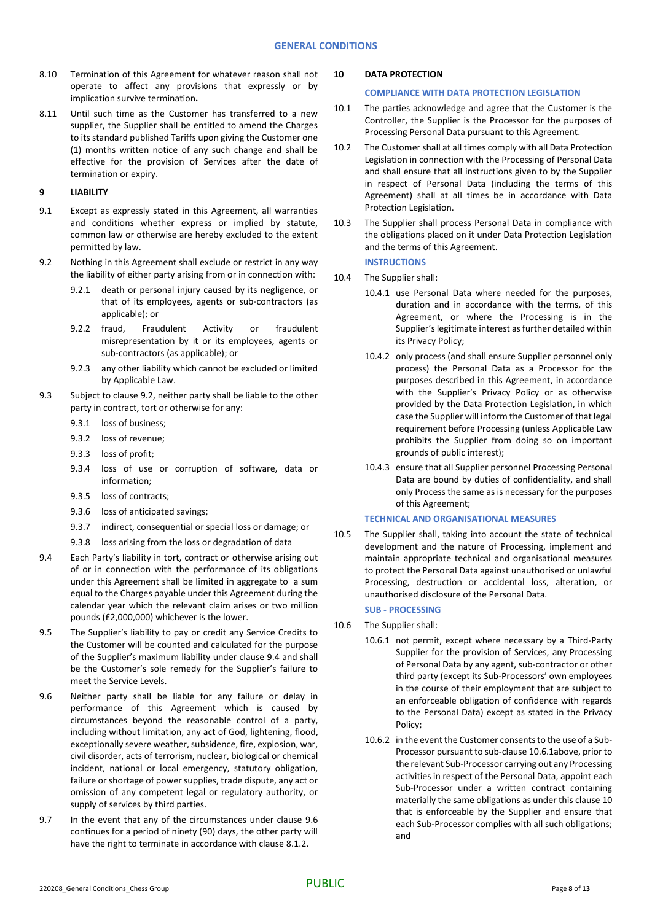8.10 Termination of this Agreement for whatever reason shall not operate to affect any provisions that expressly or by implication survive termination**.**

8.11 Until such time as the Customer has transferred to a new supplier, the Supplier shall be entitled to amend the Charges to its standard published Tariffs upon giving the Customer one (1) months written notice of any such change and shall be effective for the provision of Services after the date of termination or expiry.

## 9 LIABILITY

9.1 Except as expressly stated in this Agreement, all warranties and conditions whether express or implied by statute, common law or otherwise are hereby excluded to the extent permitted by law.

9.2 Nothing in this Agreement shall exclude or restrict in any way the liability of either party arising from or in connection with:

9.2.1 death or personal injury caused by its negligence, or that of its employees, agents or sub-contractors (as applicable); or

9.2.2 fraud, Fraudulent Activity or fraudulent misrepresentation by it or its employees, agents or sub-contractors (as applicable); or

9.2.3 any other liability which cannot be excluded or limited by Applicable Law.

9.3 Subject to clause 9.2, neither party shall be liable to the other party in contract, tort or otherwise for any:

9.3.1 loss of business;

9.3.2 loss of revenue;

9.3.3 loss of profit;

9.3.4 loss of use or corruption of software, data or information;

9.3.5 loss of contracts;

9.3.6 loss of anticipated savings;

9.3.7 indirect, consequential or special loss or damage; or

9.3.8 loss arising from the loss or degradation of data

9.4 Each Party's liability in tort, contract or otherwise arising out of or in connection with the performance of its obligations under this Agreement shall be limited in aggregate to a sum equal to the Charges payable under this Agreement during the calendar year which the relevant claim arises or two million pounds (£2,000,000) whichever is the lower.

9.5 The Supplier's liability to pay or credit any Service Credits to the Customer will be counted and calculated for the purpose of the Supplier's maximum liability under clause 9.4 and shall be the Customer's sole remedy for the Supplier's failure to meet the Service Levels.

9.6 Neither party shall be liable for any failure or delay in performance of this Agreement which is caused by circumstances beyond the reasonable control of a party, including without limitation, any act of God, lightening, flood, exceptionally severe weather, subsidence, fire, explosion, war, civil disorder, acts of terrorism, nuclear, biological or chemical incident, national or local emergency, statutory obligation, failure or shortage of power supplies, trade dispute, any act or omission of any competent legal or regulatory authority, or supply of services by third parties.

9.7 In the event that any of the circumstances under clause 9.6 continues for a period of ninety (90) days, the other party will have the right to terminate in accordance with clause 8.1.2.

## 10 DATA PROTECTION

### COMPLIANCE WITH DATA PROTECTION LEGISLATION

10.1 The parties acknowledge and agree that the Customer is the Controller, the Supplier is the Processor for the purposes of Processing Personal Data pursuant to this Agreement.

10.2 The Customer shall at all times comply with all Data Protection Legislation in connection with the Processing of Personal Data and shall ensure that all instructions given to by the Supplier in respect of Personal Data (including the terms of this Agreement) shall at all times be in accordance with Data Protection Legislation.

10.3 The Supplier shall process Personal Data in compliance with the obligations placed on it under Data Protection Legislation and the terms of this Agreement.

### INSTRUCTIONS

10.4 The Supplier shall:

10.4.1 use Personal Data where needed for the purposes, duration and in accordance with the terms, of this Agreement, or where the Processing is in the Supplier's legitimate interest as further detailed within its Privacy Policy;

10.4.2 only process (and shall ensure Supplier personnel only process) the Personal Data as a Processor for the purposes described in this Agreement, in accordance with the Supplier's Privacy Policy or as otherwise provided by the Data Protection Legislation, in which case the Supplier will inform the Customer of that legal requirement before Processing (unless Applicable Law prohibits the Supplier from doing so on important grounds of public interest);

10.4.3 ensure that all Supplier personnel Processing Personal Data are bound by duties of confidentiality, and shall only Process the same as is necessary for the purposes of this Agreement;

### TECHNICAL AND ORGANISATIONAL MEASURES

10.5 The Supplier shall, taking into account the state of technical development and the nature of Processing, implement and maintain appropriate technical and organisational measures to protect the Personal Data against unauthorised or unlawful Processing, destruction or accidental loss, alteration, or unauthorised disclosure of the Personal Data.

### SUB - PROCESSING

10.6 The Supplier shall:

10.6.1 not permit, except where necessary by a Third-Party Supplier for the provision of Services, any Processing of Personal Data by any agent, sub-contractor or other third party (except its Sub-Processors' own employees in the course of their employment that are subject to an enforceable obligation of confidence with regards to the Personal Data) except as stated in the Privacy Policy;

10.6.2 in the event the Customer consents to the use of a Sub-Processor pursuant to sub-clause 10.6.1above, prior to the relevant Sub-Processor carrying out any Processing activities in respect of the Personal Data, appoint each Sub-Processor under a written contract containing materially the same obligations as under this clause 10 that is enforceable by the Supplier and ensure that each Sub-Processor complies with all such obligations; and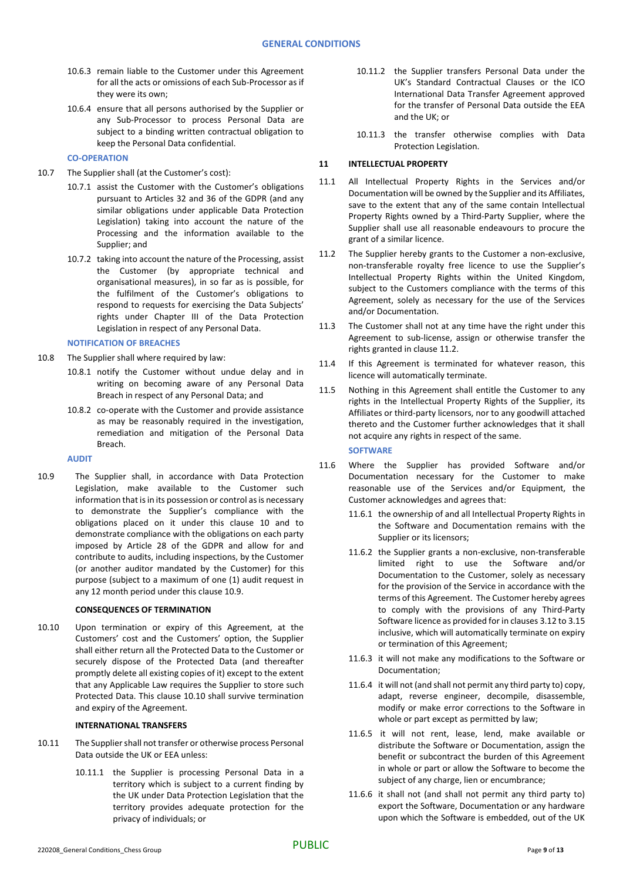10.6.3 remain liable to the Customer under this Agreement for all the acts or omissions of each Sub-Processor as if they were its own;

10.6.4 ensure that all persons authorised by the Supplier or any Sub-Processor to process Personal Data are subject to a binding written contractual obligation to keep the Personal Data confidential.

**CO-OPERATION**

10.7 The Supplier shall (at the Customer's cost):

10.7.1 assist the Customer with the Customer's obligations pursuant to Articles 32 and 36 of the GDPR (and any similar obligations under applicable Data Protection Legislation) taking into account the nature of the Processing and the information available to the Supplier; and

10.7.2 taking into account the nature of the Processing, assist the Customer (by appropriate technical and organisational measures), in so far as is possible, for the fulfilment of the Customer's obligations to respond to requests for exercising the Data Subjects' rights under Chapter III of the Data Protection Legislation in respect of any Personal Data.

**NOTIFICATION OF BREACHES**

10.8 The Supplier shall where required by law:

10.8.1 notify the Customer without undue delay and in writing on becoming aware of any Personal Data Breach in respect of any Personal Data; and

10.8.2 co-operate with the Customer and provide assistance as may be reasonably required in the investigation, remediation and mitigation of the Personal Data Breach.

**AUDIT**

10.9 The Supplier shall, in accordance with Data Protection Legislation, make available to the Customer such information that is in its possession or control as is necessary to demonstrate the Supplier's compliance with the obligations placed on it under this clause 10 and to demonstrate compliance with the obligations on each party imposed by Article 28 of the GDPR and allow for and contribute to audits, including inspections, by the Customer (or another auditor mandated by the Customer) for this purpose (subject to a maximum of one (1) audit request in any 12 month period under this clause 10.9.

**CONSEQUENCES OF TERMINATION**

10.10 Upon termination or expiry of this Agreement, at the Customers' cost and the Customers' option, the Supplier shall either return all the Protected Data to the Customer or securely dispose of the Protected Data (and thereafter promptly delete all existing copies of it) except to the extent that any Applicable Law requires the Supplier to store such Protected Data. This clause 10.10 shall survive termination and expiry of the Agreement.

**INTERNATIONAL TRANSFERS**

10.11 The Supplier shall not transfer or otherwise process Personal Data outside the UK or EEA unless:

10.11.1 the Supplier is processing Personal Data in a territory which is subject to a current finding by the UK under Data Protection Legislation that the territory provides adequate protection for the privacy of individuals; or

10.11.2 the Supplier transfers Personal Data under the UK's Standard Contractual Clauses or the ICO International Data Transfer Agreement approved for the transfer of Personal Data outside the EEA and the UK; or

10.11.3 the transfer otherwise complies with Data Protection Legislation.

## 11 INTELLECTUAL PROPERTY

11.1 All Intellectual Property Rights in the Services and/or Documentation will be owned by the Supplier and its Affiliates, save to the extent that any of the same contain Intellectual Property Rights owned by a Third-Party Supplier, where the Supplier shall use all reasonable endeavours to procure the grant of a similar licence.

11.2 The Supplier hereby grants to the Customer a non-exclusive, non-transferable royalty free licence to use the Supplier's Intellectual Property Rights within the United Kingdom, subject to the Customers compliance with the terms of this Agreement, solely as necessary for the use of the Services and/or Documentation.

11.3 The Customer shall not at any time have the right under this Agreement to sub-license, assign or otherwise transfer the rights granted in clause 11.2.

11.4 If this Agreement is terminated for whatever reason, this licence will automatically terminate.

11.5 Nothing in this Agreement shall entitle the Customer to any rights in the Intellectual Property Rights of the Supplier, its Affiliates or third-party licensors, nor to any goodwill attached thereto and the Customer further acknowledges that it shall not acquire any rights in respect of the same.

**SOFTWARE**

11.6 Where the Supplier has provided Software and/or Documentation necessary for the Customer to make reasonable use of the Services and/or Equipment, the Customer acknowledges and agrees that:

11.6.1 the ownership of and all Intellectual Property Rights in the Software and Documentation remains with the Supplier or its licensors;

11.6.2 the Supplier grants a non-exclusive, non-transferable limited right to use the Software and/or Documentation to the Customer, solely as necessary for the provision of the Service in accordance with the terms of this Agreement. The Customer hereby agrees to comply with the provisions of any Third-Party Software licence as provided for in clauses 3.12 to 3.15 inclusive, which will automatically terminate on expiry or termination of this Agreement;

11.6.3 it will not make any modifications to the Software or Documentation;

11.6.4 it will not (and shall not permit any third party to) copy, adapt, reverse engineer, decompile, disassemble, modify or make error corrections to the Software in whole or part except as permitted by law;

11.6.5 it will not rent, lease, lend, make available or distribute the Software or Documentation, assign the benefit or subcontract the burden of this Agreement in whole or part or allow the Software to become the subject of any charge, lien or encumbrance;

11.6.6 it shall not (and shall not permit any third party to) export the Software, Documentation or any hardware upon which the Software is embedded, out of the UK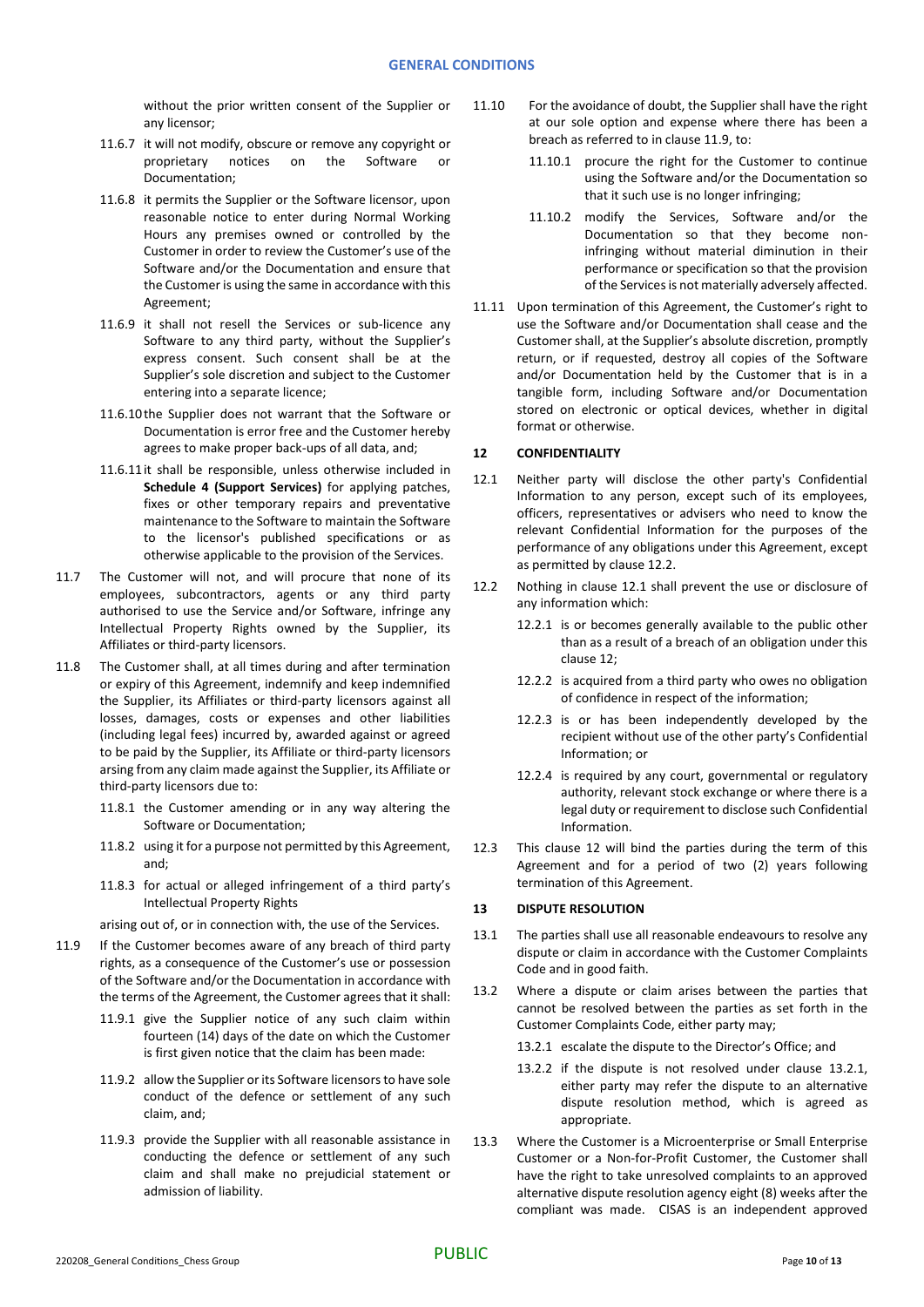without the prior written consent of the Supplier or any licensor;

11.6.7 it will not modify, obscure or remove any copyright or proprietary notices on the Software or Documentation;

11.6.8 it permits the Supplier or the Software licensor, upon reasonable notice to enter during Normal Working Hours any premises owned or controlled by the Customer in order to review the Customer's use of the Software and/or the Documentation and ensure that the Customer is using the same in accordance with this Agreement;

11.6.9 it shall not resell the Services or sub-licence any Software to any third party, without the Supplier's express consent. Such consent shall be at the Supplier's sole discretion and subject to the Customer entering into a separate licence;

11.6.10 the Supplier does not warrant that the Software or Documentation is error free and the Customer hereby agrees to make proper back-ups of all data, and;

11.6.11 it shall be responsible, unless otherwise included in **Schedule 4 (Support Services)** for applying patches, fixes or other temporary repairs and preventative maintenance to the Software to maintain the Software to the licensor's published specifications or as otherwise applicable to the provision of the Services.

11.7 The Customer will not, and will procure that none of its employees, subcontractors, agents or any third party authorised to use the Service and/or Software, infringe any Intellectual Property Rights owned by the Supplier, its Affiliates or third-party licensors.

11.8 The Customer shall, at all times during and after termination or expiry of this Agreement, indemnify and keep indemnified the Supplier, its Affiliates or third-party licensors against all losses, damages, costs or expenses and other liabilities (including legal fees) incurred by, awarded against or agreed to be paid by the Supplier, its Affiliate or third-party licensors arsing from any claim made against the Supplier, its Affiliate or third-party licensors due to:

11.8.1 the Customer amending or in any way altering the Software or Documentation;

11.8.2 using it for a purpose not permitted by this Agreement, and;

11.8.3 for actual or alleged infringement of a third party's Intellectual Property Rights

arising out of, or in connection with, the use of the Services.

11.9 If the Customer becomes aware of any breach of third party rights, as a consequence of the Customer's use or possession of the Software and/or the Documentation in accordance with the terms of the Agreement, the Customer agrees that it shall:

11.9.1 give the Supplier notice of any such claim within fourteen (14) days of the date on which the Customer is first given notice that the claim has been made:

11.9.2 allow the Supplier or its Software licensors to have sole conduct of the defence or settlement of any such claim, and;

11.9.3 provide the Supplier with all reasonable assistance in conducting the defence or settlement of any such claim and shall make no prejudicial statement or admission of liability.

11.10 For the avoidance of doubt, the Supplier shall have the right at our sole option and expense where there has been a breach as referred to in clause 11.9, to:

11.10.1 procure the right for the Customer to continue using the Software and/or the Documentation so that it such use is no longer infringing;

11.10.2 modify the Services, Software and/or the Documentation so that they become non-infringing without material diminution in their performance or specification so that the provision of the Services is not materially adversely affected.

11.11 Upon termination of this Agreement, the Customer's right to use the Software and/or Documentation shall cease and the Customer shall, at the Supplier's absolute discretion, promptly return, or if requested, destroy all copies of the Software and/or Documentation held by the Customer that is in a tangible form, including Software and/or Documentation stored on electronic or optical devices, whether in digital format or otherwise.

## 12 CONFIDENTIALITY

12.1 Neither party will disclose the other party's Confidential Information to any person, except such of its employees, officers, representatives or advisers who need to know the relevant Confidential Information for the purposes of the performance of any obligations under this Agreement, except as permitted by clause 12.2.

12.2 Nothing in clause 12.1 shall prevent the use or disclosure of any information which:

12.2.1 is or becomes generally available to the public other than as a result of a breach of an obligation under this clause 12;

12.2.2 is acquired from a third party who owes no obligation of confidence in respect of the information;

12.2.3 is or has been independently developed by the recipient without use of the other party's Confidential Information; or

12.2.4 is required by any court, governmental or regulatory authority, relevant stock exchange or where there is a legal duty or requirement to disclose such Confidential Information.

12.3 This clause 12 will bind the parties during the term of this Agreement and for a period of two (2) years following termination of this Agreement.

## 13 DISPUTE RESOLUTION

13.1 The parties shall use all reasonable endeavours to resolve any dispute or claim in accordance with the Customer Complaints Code and in good faith.

13.2 Where a dispute or claim arises between the parties that cannot be resolved between the parties as set forth in the Customer Complaints Code, either party may;

13.2.1 escalate the dispute to the Director's Office; and

13.2.2 if the dispute is not resolved under clause 13.2.1, either party may refer the dispute to an alternative dispute resolution method, which is agreed as appropriate.

13.3 Where the Customer is a Microenterprise or Small Enterprise Customer or a Non-for-Profit Customer, the Customer shall have the right to take unresolved complaints to an approved alternative dispute resolution agency eight (8) weeks after the compliant was made. CISAS is an independent approved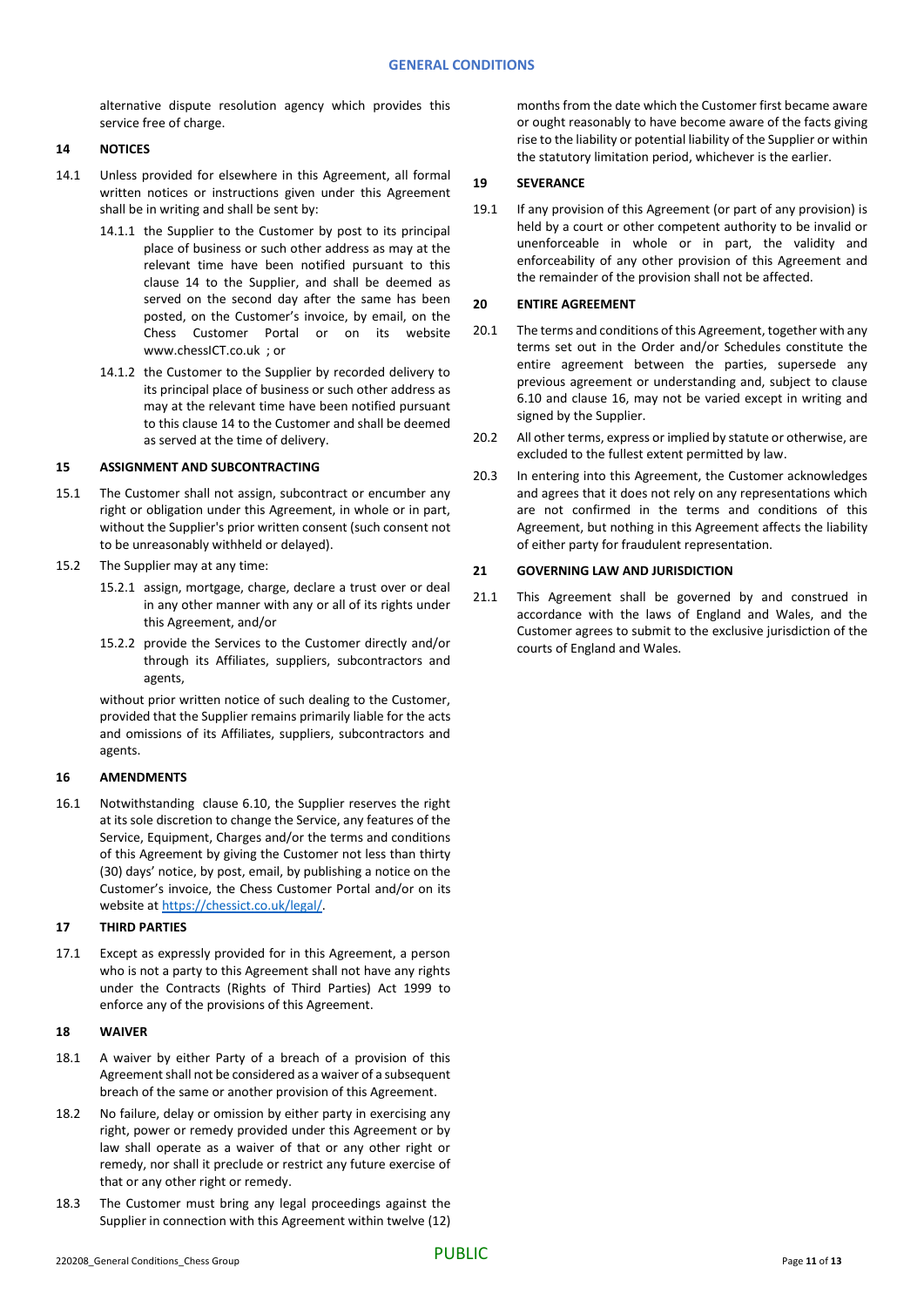alternative dispute resolution agency which provides this service free of charge.

## 14 NOTICES

14.1 Unless provided for elsewhere in this Agreement, all formal written notices or instructions given under this Agreement shall be in writing and shall be sent by:

14.1.1 the Supplier to the Customer by post to its principal place of business or such other address as may at the relevant time have been notified pursuant to this clause 14 to the Supplier, and shall be deemed as served on the second day after the same has been posted, on the Customer's invoice, by email, on the Chess Customer Portal or on its website www.chessICT.co.uk ; or

14.1.2 the Customer to the Supplier by recorded delivery to its principal place of business or such other address as may at the relevant time have been notified pursuant to this clause 14 to the Customer and shall be deemed as served at the time of delivery.

## 15 ASSIGNMENT AND SUBCONTRACTING

15.1 The Customer shall not assign, subcontract or encumber any right or obligation under this Agreement, in whole or in part, without the Supplier's prior written consent (such consent not to be unreasonably withheld or delayed).

15.2 The Supplier may at any time:

15.2.1 assign, mortgage, charge, declare a trust over or deal in any other manner with any or all of its rights under this Agreement, and/or

15.2.2 provide the Services to the Customer directly and/or through its Affiliates, suppliers, subcontractors and agents,

without prior written notice of such dealing to the Customer, provided that the Supplier remains primarily liable for the acts and omissions of its Affiliates, suppliers, subcontractors and agents.

## 16 AMENDMENTS

16.1 Notwithstanding clause 6.10, the Supplier reserves the right at its sole discretion to change the Service, any features of the Service, Equipment, Charges and/or the terms and conditions of this Agreement by giving the Customer not less than thirty (30) days' notice, by post, email, by publishing a notice on the Customer's invoice, the Chess Customer Portal and/or on its website at https://chessict.co.uk/legal/.

## 17 THIRD PARTIES

17.1 Except as expressly provided for in this Agreement, a person who is not a party to this Agreement shall not have any rights under the Contracts (Rights of Third Parties) Act 1999 to enforce any of the provisions of this Agreement.

## 18 WAIVER

18.1 A waiver by either Party of a breach of a provision of this Agreement shall not be considered as a waiver of a subsequent breach of the same or another provision of this Agreement.

18.2 No failure, delay or omission by either party in exercising any right, power or remedy provided under this Agreement or by law shall operate as a waiver of that or any other right or remedy, nor shall it preclude or restrict any future exercise of that or any other right or remedy.

18.3 The Customer must bring any legal proceedings against the Supplier in connection with this Agreement within twelve (12) months from the date which the Customer first became aware or ought reasonably to have become aware of the facts giving rise to the liability or potential liability of the Supplier or within the statutory limitation period, whichever is the earlier.

## 19 SEVERANCE

19.1 If any provision of this Agreement (or part of any provision) is held by a court or other competent authority to be invalid or unenforceable in whole or in part, the validity and enforceability of any other provision of this Agreement and the remainder of the provision shall not be affected.

## 20 ENTIRE AGREEMENT

20.1 The terms and conditions of this Agreement, together with any terms set out in the Order and/or Schedules constitute the entire agreement between the parties, supersede any previous agreement or understanding and, subject to clause 6.10 and clause 16, may not be varied except in writing and signed by the Supplier.

20.2 All other terms, express or implied by statute or otherwise, are excluded to the fullest extent permitted by law.

20.3 In entering into this Agreement, the Customer acknowledges and agrees that it does not rely on any representations which are not confirmed in the terms and conditions of this Agreement, but nothing in this Agreement affects the liability of either party for fraudulent representation.

## 21 GOVERNING LAW AND JURISDICTION

21.1 This Agreement shall be governed by and construed in accordance with the laws of England and Wales, and the Customer agrees to submit to the exclusive jurisdiction of the courts of England and Wales.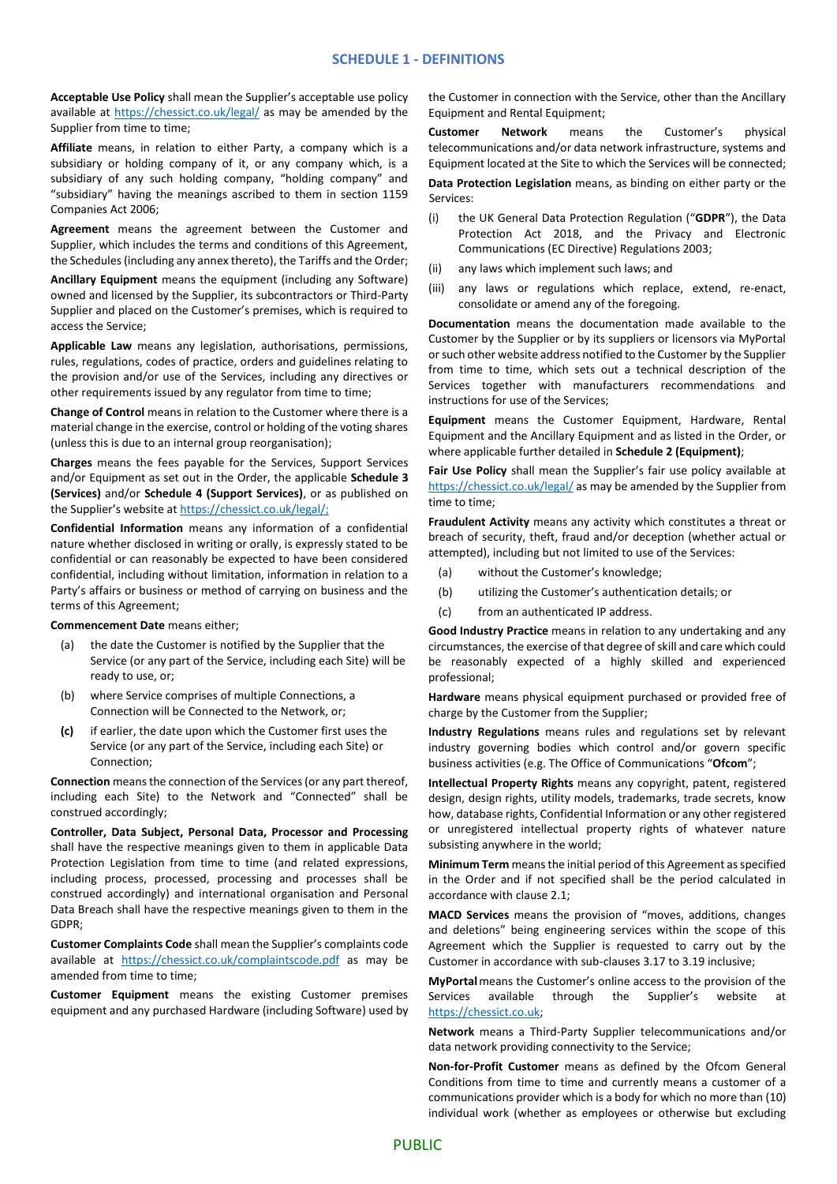## SCHEDULE 1 - DEFINITIONS

**Acceptable Use Policy** shall mean the Supplier's acceptable use policy available at https://chessict.co.uk/legal/ as may be amended by the Supplier from time to time;

**Affiliate** means, in relation to either Party, a company which is a subsidiary or holding company of it, or any company which, is a subsidiary of any such holding company, "holding company" and "subsidiary" having the meanings ascribed to them in section 1159 Companies Act 2006;

**Agreement** means the agreement between the Customer and Supplier, which includes the terms and conditions of this Agreement, the Schedules (including any annex thereto), the Tariffs and the Order;

**Ancillary Equipment** means the equipment (including any Software) owned and licensed by the Supplier, its subcontractors or Third-Party Supplier and placed on the Customer's premises, which is required to access the Service;

**Applicable Law** means any legislation, authorisations, permissions, rules, regulations, codes of practice, orders and guidelines relating to the provision and/or use of the Services, including any directives or other requirements issued by any regulator from time to time;

**Change of Control** means in relation to the Customer where there is a material change in the exercise, control or holding of the voting shares (unless this is due to an internal group reorganisation);

**Charges** means the fees payable for the Services, Support Services and/or Equipment as set out in the Order, the applicable **Schedule 3 (Services)** and/or **Schedule 4 (Support Services)**, or as published on the Supplier's website at https://chessict.co.uk/legal/;

**Confidential Information** means any information of a confidential nature whether disclosed in writing or orally, is expressly stated to be confidential or can reasonably be expected to have been considered confidential, including without limitation, information in relation to a Party's affairs or business or method of carrying on business and the terms of this Agreement;

**Commencement Date** means either;

(a) the date the Customer is notified by the Supplier that the Service (or any part of the Service, including each Site) will be ready to use, or;

(b) where Service comprises of multiple Connections, a Connection will be Connected to the Network, or;

**(c)** if earlier, the date upon which the Customer first uses the Service (or any part of the Service, including each Site) or Connection;

**Connection** means the connection of the Services (or any part thereof, including each Site) to the Network and "Connected" shall be construed accordingly;

**Controller, Data Subject, Personal Data, Processor and Processing** shall have the respective meanings given to them in applicable Data Protection Legislation from time to time (and related expressions, including process, processed, processing and processes shall be construed accordingly) and international organisation and Personal Data Breach shall have the respective meanings given to them in the GDPR;

**Customer Complaints Code** shall mean the Supplier's complaints code available at https://chessict.co.uk/complaintscode.pdf as may be amended from time to time;

**Customer Equipment** means the existing Customer premises equipment and any purchased Hardware (including Software) used by the Customer in connection with the Service, other than the Ancillary Equipment and Rental Equipment;

**Customer Network** means the Customer's physical telecommunications and/or data network infrastructure, systems and Equipment located at the Site to which the Services will be connected;

**Data Protection Legislation** means, as binding on either party or the Services:

(i) the UK General Data Protection Regulation ("**GDPR**"), the Data Protection Act 2018, and the Privacy and Electronic Communications (EC Directive) Regulations 2003;

(ii) any laws which implement such laws; and

(iii) any laws or regulations which replace, extend, re-enact, consolidate or amend any of the foregoing.

**Documentation** means the documentation made available to the Customer by the Supplier or by its suppliers or licensors via MyPortal or such other website address notified to the Customer by the Supplier from time to time, which sets out a technical description of the Services together with manufacturers recommendations and instructions for use of the Services;

**Equipment** means the Customer Equipment, Hardware, Rental Equipment and the Ancillary Equipment and as listed in the Order, or where applicable further detailed in **Schedule 2 (Equipment)**;

**Fair Use Policy** shall mean the Supplier's fair use policy available at https://chessict.co.uk/legal/ as may be amended by the Supplier from time to time;

**Fraudulent Activity** means any activity which constitutes a threat or breach of security, theft, fraud and/or deception (whether actual or attempted), including but not limited to use of the Services:

(a) without the Customer's knowledge;

(b) utilizing the Customer's authentication details; or

(c) from an authenticated IP address.

**Good Industry Practice** means in relation to any undertaking and any circumstances, the exercise of that degree of skill and care which could be reasonably expected of a highly skilled and experienced professional;

**Hardware** means physical equipment purchased or provided free of charge by the Customer from the Supplier;

**Industry Regulations** means rules and regulations set by relevant industry governing bodies which control and/or govern specific business activities (e.g. The Office of Communications "**Ofcom**";

**Intellectual Property Rights** means any copyright, patent, registered design, design rights, utility models, trademarks, trade secrets, know how, database rights, Confidential Information or any other registered or unregistered intellectual property rights of whatever nature subsisting anywhere in the world;

**Minimum Term** means the initial period of this Agreement as specified in the Order and if not specified shall be the period calculated in accordance with clause 2.1;

**MACD Services** means the provision of "moves, additions, changes and deletions" being engineering services within the scope of this Agreement which the Supplier is requested to carry out by the Customer in accordance with sub-clauses 3.17 to 3.19 inclusive;

**MyPortal** means the Customer's online access to the provision of the Services available through the Supplier's website at https://chessict.co.uk;

**Network** means a Third-Party Supplier telecommunications and/or data network providing connectivity to the Service;

**Non-for-Profit Customer** means as defined by the Ofcom General Conditions from time to time and currently means a customer of a communications provider which is a body for which no more than (10) individual work (whether as employees or otherwise but excluding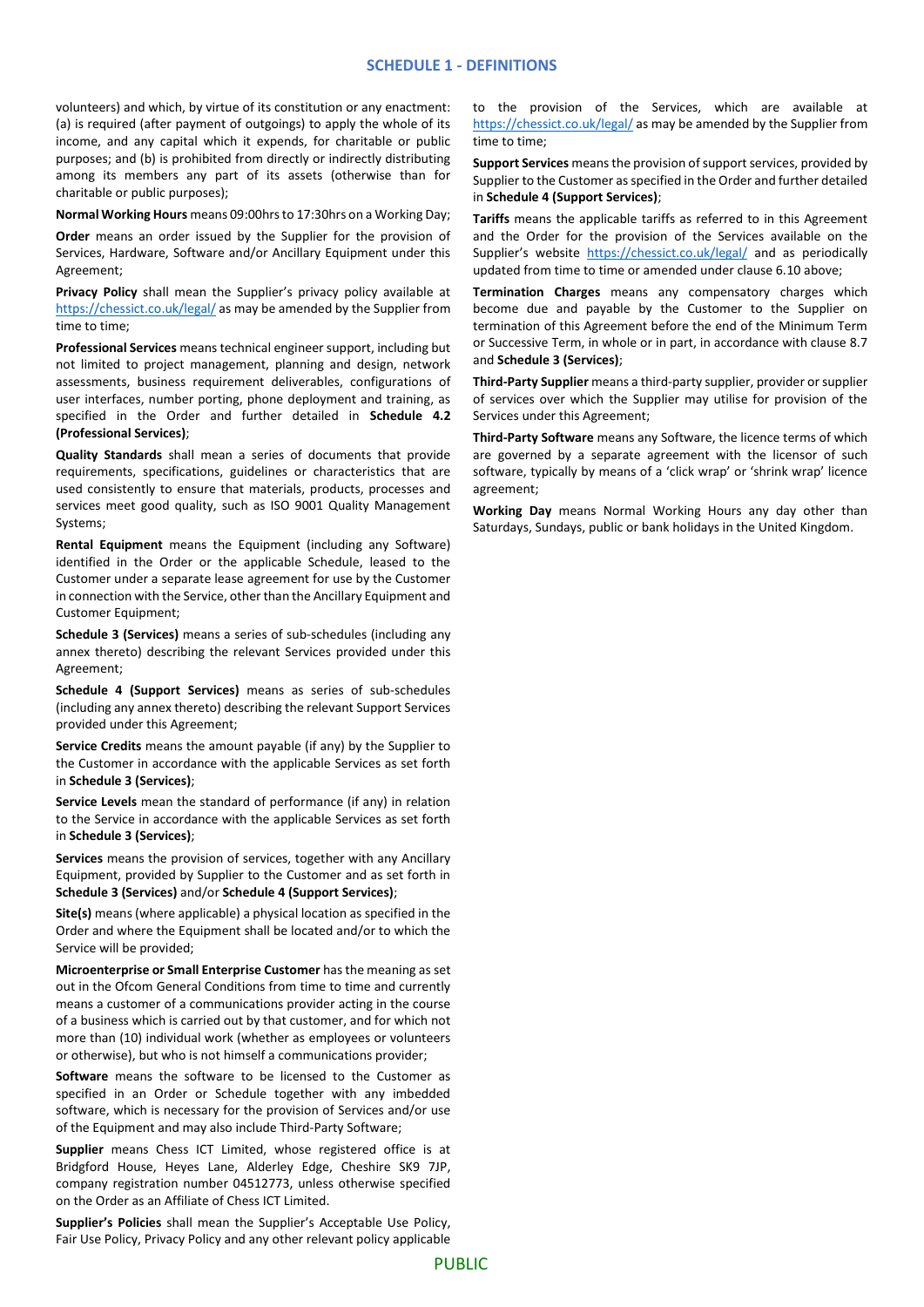# SCHEDULE 1 - DEFINITIONS

volunteers) and which, by virtue of its constitution or any enactment: (a) is required (after payment of outgoings) to apply the whole of its income, and any capital which it expends, for charitable or public purposes; and (b) is prohibited from directly or indirectly distributing among its members any part of its assets (otherwise than for charitable or public purposes);

**Normal Working Hours** means 09:00hrs to 17:30hrs on a Working Day;

**Order** means an order issued by the Supplier for the provision of Services, Hardware, Software and/or Ancillary Equipment under this Agreement;

**Privacy Policy** shall mean the Supplier's privacy policy available at https://chessict.co.uk/legal/ as may be amended by the Supplier from time to time;

**Professional Services** means technical engineer support, including but not limited to project management, planning and design, network assessments, business requirement deliverables, configurations of user interfaces, number porting, phone deployment and training, as specified in the Order and further detailed in **Schedule 4.2 (Professional Services)**;

**Quality Standards** shall mean a series of documents that provide requirements, specifications, guidelines or characteristics that are used consistently to ensure that materials, products, processes and services meet good quality, such as ISO 9001 Quality Management Systems;

**Rental Equipment** means the Equipment (including any Software) identified in the Order or the applicable Schedule, leased to the Customer under a separate lease agreement for use by the Customer in connection with the Service, other than the Ancillary Equipment and Customer Equipment;

**Schedule 3 (Services)** means a series of sub-schedules (including any annex thereto) describing the relevant Services provided under this Agreement;

**Schedule 4 (Support Services)** means as series of sub-schedules (including any annex thereto) describing the relevant Support Services provided under this Agreement;

**Service Credits** means the amount payable (if any) by the Supplier to the Customer in accordance with the applicable Services as set forth in **Schedule 3 (Services)**;

**Service Levels** mean the standard of performance (if any) in relation to the Service in accordance with the applicable Services as set forth in **Schedule 3 (Services)**;

**Services** means the provision of services, together with any Ancillary Equipment, provided by Supplier to the Customer and as set forth in **Schedule 3 (Services)** and/or **Schedule 4 (Support Services)**;

**Site(s)** means (where applicable) a physical location as specified in the Order and where the Equipment shall be located and/or to which the Service will be provided;

**Microenterprise or Small Enterprise Customer** has the meaning as set out in the Ofcom General Conditions from time to time and currently means a customer of a communications provider acting in the course of a business which is carried out by that customer, and for which not more than (10) individual work (whether as employees or volunteers or otherwise), but who is not himself a communications provider;

**Software** means the software to be licensed to the Customer as specified in an Order or Schedule together with any imbedded software, which is necessary for the provision of Services and/or use of the Equipment and may also include Third-Party Software;

**Supplier** means Chess ICT Limited, whose registered office is at Bridgford House, Heyes Lane, Alderley Edge, Cheshire SK9 7JP, company registration number 04512773, unless otherwise specified on the Order as an Affiliate of Chess ICT Limited.

**Supplier's Policies** shall mean the Supplier's Acceptable Use Policy, Fair Use Policy, Privacy Policy and any other relevant policy applicable to the provision of the Services, which are available at https://chessict.co.uk/legal/ as may be amended by the Supplier from time to time;

**Support Services** means the provision of support services, provided by Supplier to the Customer as specified in the Order and further detailed in **Schedule 4 (Support Services)**;

**Tariffs** means the applicable tariffs as referred to in this Agreement and the Order for the provision of the Services available on the Supplier's website https://chessict.co.uk/legal/ and as periodically updated from time to time or amended under clause 6.10 above;

**Termination Charges** means any compensatory charges which become due and payable by the Customer to the Supplier on termination of this Agreement before the end of the Minimum Term or Successive Term, in whole or in part, in accordance with clause 8.7 and **Schedule 3 (Services)**;

**Third-Party Supplier** means a third-party supplier, provider or supplier of services over which the Supplier may utilise for provision of the Services under this Agreement;

**Third-Party Software** means any Software, the licence terms of which are governed by a separate agreement with the licensor of such software, typically by means of a 'click wrap' or 'shrink wrap' licence agreement;

**Working Day** means Normal Working Hours any day other than Saturdays, Sundays, public or bank holidays in the United Kingdom.